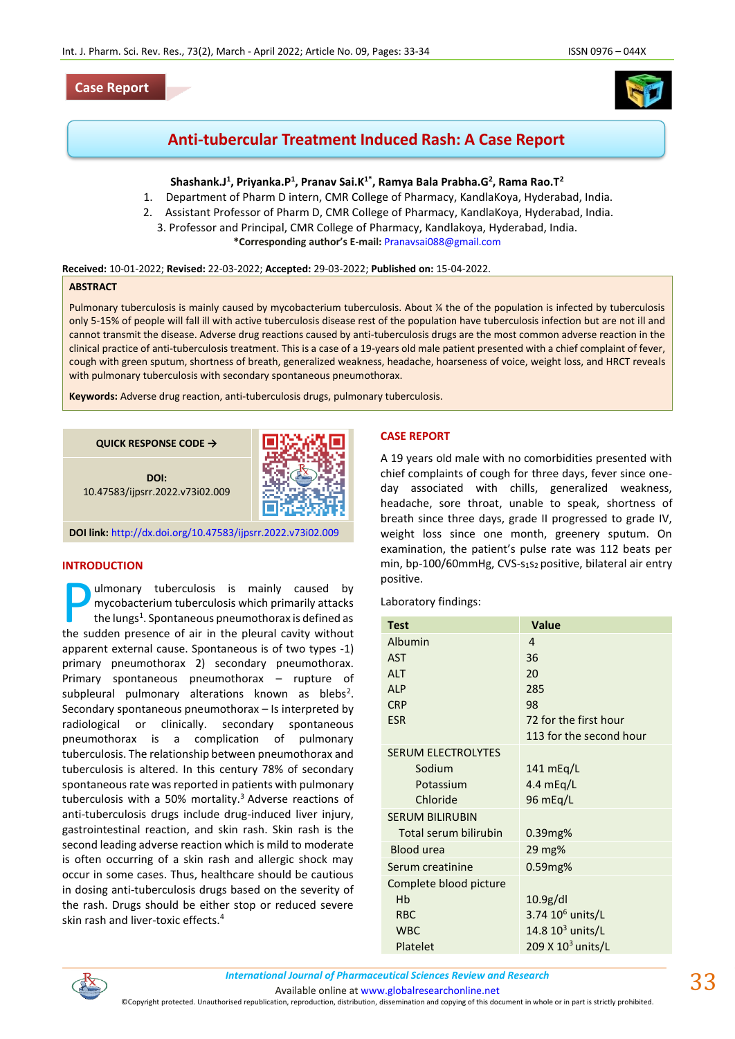Case Report

# Anti-tubercular Treatment Induced Rash: A Case Report

**Shashank.J[1], Priyanka.P[1], Pranav Sai.K[1*], Ramya Bala Prabha.G[2], Rama Rao.T[2]**

1. Department of Pharm D intern, CMR College of Pharmacy, KandlaKoya, Hyderabad, India.
2. Assistant Professor of Pharm D, CMR College of Pharmacy, KandlaKoya, Hyderabad, India.
3. Professor and Principal, CMR College of Pharmacy, Kandlakoya, Hyderabad, India.

***Corresponding author's E-mail:** Pranavsai088@gmail.com

**Received:** 10-01-2022; **Revised:** 22-03-2022; **Accepted:** 29-03-2022; **Published on:** 15-04-2022.

## ABSTRACT

Pulmonary tuberculosis is mainly caused by mycobacterium tuberculosis. About ¼ the of the population is infected by tuberculosis only 5-15% of people will fall ill with active tuberculosis disease rest of the population have tuberculosis infection but are not ill and cannot transmit the disease. Adverse drug reactions caused by anti-tuberculosis drugs are the most common adverse reaction in the clinical practice of anti-tuberculosis treatment. This is a case of a 19-years old male patient presented with a chief complaint of fever, cough with green sputum, shortness of breath, generalized weakness, headache, hoarseness of voice, weight loss, and HRCT reveals with pulmonary tuberculosis with secondary spontaneous pneumothorax.

**Keywords:** Adverse drug reaction, anti-tuberculosis drugs, pulmonary tuberculosis.

**QUICK RESPONSE CODE →**

**DOI:** 10.47583/ijpsrr.2022.v73i02.009

**DOI link:** http://dx.doi.org/10.47583/ijpsrr.2022.v73i02.009

## INTRODUCTION

Pulmonary tuberculosis is mainly caused by mycobacterium tuberculosis which primarily attacks the lungs[1]. Spontaneous pneumothorax is defined as the sudden presence of air in the pleural cavity without apparent external cause. Spontaneous is of two types -1) primary pneumothorax 2) secondary pneumothorax. Primary spontaneous pneumothorax – rupture of subpleural pulmonary alterations known as blebs[2]. Secondary spontaneous pneumothorax – Is interpreted by radiological or clinically. secondary spontaneous pneumothorax is a complication of pulmonary tuberculosis. The relationship between pneumothorax and tuberculosis is altered. In this century 78% of secondary spontaneous rate was reported in patients with pulmonary tuberculosis with a 50% mortality.[3] Adverse reactions of anti-tuberculosis drugs include drug-induced liver injury, gastrointestinal reaction, and skin rash. Skin rash is the second leading adverse reaction which is mild to moderate is often occurring of a skin rash and allergic shock may occur in some cases. Thus, healthcare should be cautious in dosing anti-tuberculosis drugs based on the severity of the rash. Drugs should be either stop or reduced severe skin rash and liver-toxic effects.[4]

## CASE REPORT

A 19 years old male with no comorbidities presented with chief complaints of cough for three days, fever since one-day associated with chills, generalized weakness, headache, sore throat, unable to speak, shortness of breath since three days, grade II progressed to grade IV, weight loss since one month, greenery sputum. On examination, the patient's pulse rate was 112 beats per min, bp-100/60mmHg, CVS-$s_1s_2$ positive, bilateral air entry positive.

Laboratory findings:

| Test | Value |
|---|---|
| Albumin | 4 |
| AST | 36 |
| ALT | 20 |
| ALP | 285 |
| CRP | 98 |
| ESR | 72 for the first hour<br>113 for the second hour |
| SERUM ELECTROLYTES | |
| Sodium | 141 mEq/L |
| Potassium | 4.4 mEq/L |
| Chloride | 96 mEq/L |
| SERUM BILIRUBIN | |
| Total serum bilirubin | 0.39mg% |
| Blood urea | 29 mg% |
| Serum creatinine | 0.59mg% |
| Complete blood picture | |
| Hb | 10.9g/dl |
| RBC | 3.74 $10^6$ units/L |
| WBC | 14.8 $10^3$ units/L |
| Platelet | 209 X $10^3$ units/L |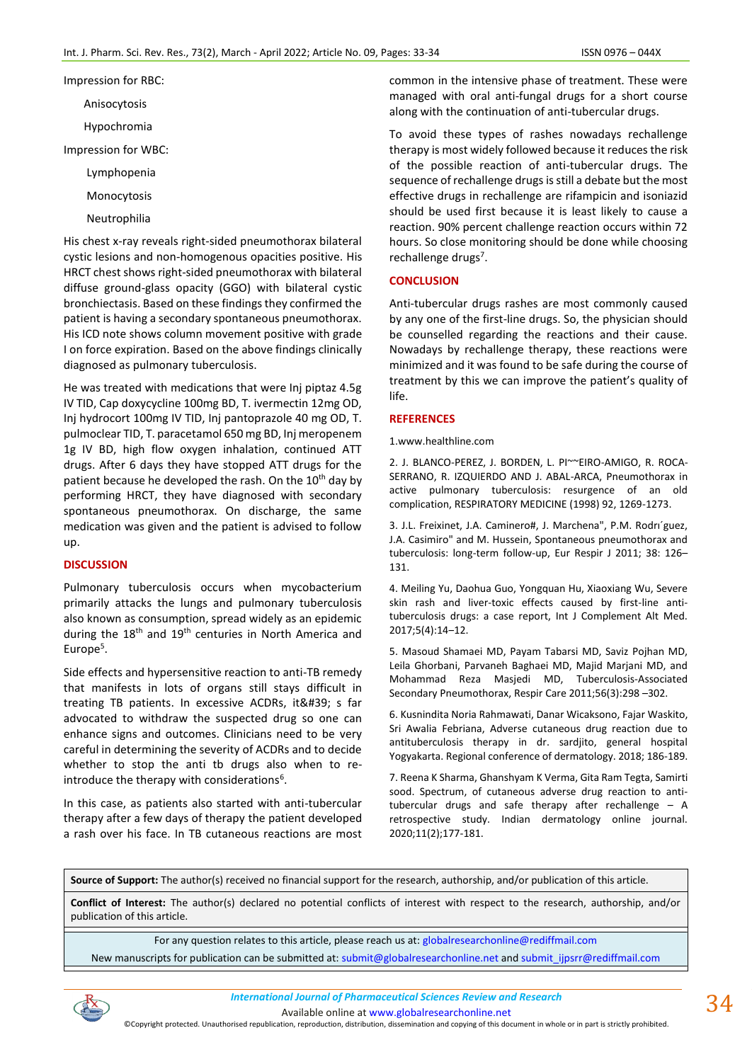Impression for RBC:

Anisocytosis

Hypochromia

Impression for WBC:

Lymphopenia

Monocytosis

Neutrophilia

His chest x-ray reveals right-sided pneumothorax bilateral cystic lesions and non-homogenous opacities positive. His HRCT chest shows right-sided pneumothorax with bilateral diffuse ground-glass opacity (GGO) with bilateral cystic bronchiectasis. Based on these findings they confirmed the patient is having a secondary spontaneous pneumothorax. His ICD note shows column movement positive with grade I on force expiration. Based on the above findings clinically diagnosed as pulmonary tuberculosis.

He was treated with medications that were Inj piptaz 4.5g IV TID, Cap doxycycline 100mg BD, T. ivermectin 12mg OD, Inj hydrocort 100mg IV TID, Inj pantoprazole 40 mg OD, T. pulmoclear TID, T. paracetamol 650 mg BD, Inj meropenem 1g IV BD, high flow oxygen inhalation, continued ATT drugs. After 6 days they have stopped ATT drugs for the patient because he developed the rash. On the 10th day by performing HRCT, they have diagnosed with secondary spontaneous pneumothorax. On discharge, the same medication was given and the patient is advised to follow up.

## DISCUSSION

Pulmonary tuberculosis occurs when mycobacterium primarily attacks the lungs and pulmonary tuberculosis also known as consumption, spread widely as an epidemic during the 18th and 19th centuries in North America and Europe[5].

Side effects and hypersensitive reaction to anti-TB remedy that manifests in lots of organs still stays difficult in treating TB patients. In excessive ACDRs, it&#39; s far advocated to withdraw the suspected drug so one can enhance signs and outcomes. Clinicians need to be very careful in determining the severity of ACDRs and to decide whether to stop the anti tb drugs also when to re-introduce the therapy with considerations[6].

In this case, as patients also started with anti-tubercular therapy after a few days of therapy the patient developed a rash over his face. In TB cutaneous reactions are most common in the intensive phase of treatment. These were managed with oral anti-fungal drugs for a short course along with the continuation of anti-tubercular drugs.

To avoid these types of rashes nowadays rechallenge therapy is most widely followed because it reduces the risk of the possible reaction of anti-tubercular drugs. The sequence of rechallenge drugs is still a debate but the most effective drugs in rechallenge are rifampicin and isoniazid should be used first because it is least likely to cause a reaction. 90% percent challenge reaction occurs within 72 hours. So close monitoring should be done while choosing rechallenge drugs[7].

## CONCLUSION

Anti-tubercular drugs rashes are most commonly caused by any one of the first-line drugs. So, the physician should be counselled regarding the reactions and their cause. Nowadays by rechallenge therapy, these reactions were minimized and it was found to be safe during the course of treatment by this we can improve the patient's quality of life.

## REFERENCES

1.www.healthline.com

2. J. BLANCO-PEREZ, J. BORDEN, L. PI~~EIRO-AMIGO, R. ROCA-SERRANO, R. IZQUIERDO AND J. ABAL-ARCA, Pneumothorax in active pulmonary tuberculosis: resurgence of an old complication, RESPIRATORY MEDICINE (1998) 92, 1269-1273.

3. J.L. Freixinet, J.A. Caminero#, J. Marchena", P.M. Rodrı´guez, J.A. Casimiro" and M. Hussein, Spontaneous pneumothorax and tuberculosis: long-term follow-up, Eur Respir J 2011; 38: 126–131.

4. Meiling Yu, Daohua Guo, Yongquan Hu, Xiaoxiang Wu, Severe skin rash and liver-toxic effects caused by first-line anti-tuberculosis drugs: a case report, Int J Complement Alt Med. 2017;5(4):14–12.

5. Masoud Shamaei MD, Payam Tabarsi MD, Saviz Pojhan MD, Leila Ghorbani, Parvaneh Baghaei MD, Majid Marjani MD, and Mohammad Reza Masjedi MD, Tuberculosis-Associated Secondary Pneumothorax, Respir Care 2011;56(3):298 –302.

6. Kusnindita Noria Rahmawati, Danar Wicaksono, Fajar Waskito, Sri Awalia Febriana, Adverse cutaneous drug reaction due to antituberculosis therapy in dr. sardjito, general hospital Yogyakarta. Regional conference of dermatology. 2018; 186-189.

7. Reena K Sharma, Ghanshyam K Verma, Gita Ram Tegta, Samirti sood. Spectrum, of cutaneous adverse drug reaction to anti-tubercular drugs and safe therapy after rechallenge – A retrospective study. Indian dermatology online journal. 2020;11(2);177-181.

**Source of Support:** The author(s) received no financial support for the research, authorship, and/or publication of this article.

**Conflict of Interest:** The author(s) declared no potential conflicts of interest with respect to the research, authorship, and/or publication of this article.

For any question relates to this article, please reach us at: globalresearchonline@rediffmail.com

New manuscripts for publication can be submitted at: submit@globalresearchonline.net and submit_ijpsrr@rediffmail.com